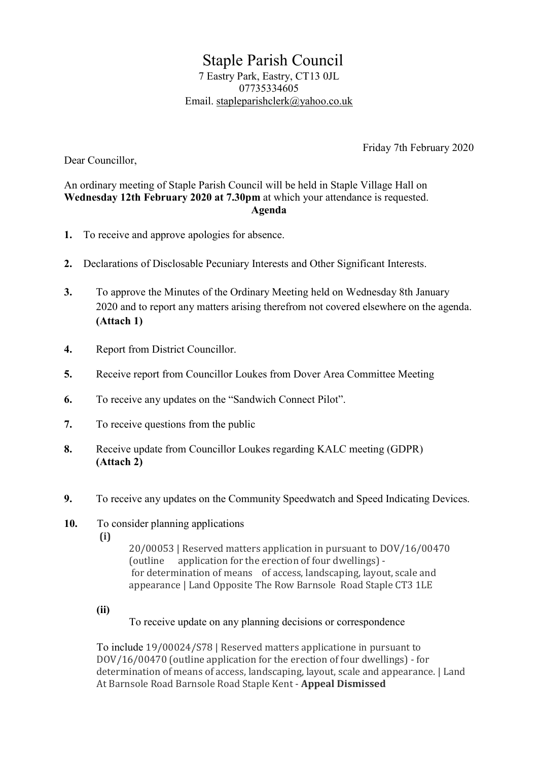# Staple Parish Council

7 Eastry Park, Eastry, CT13 0JL
07735334605
Email. stapleparishclerk@yahoo.co.uk

Friday 7th February 2020

Dear Councillor,

An ordinary meeting of Staple Parish Council will be held in Staple Village Hall on **Wednesday 12th February 2020 at 7.30pm** at which your attendance is requested.

**Agenda**

**1.** To receive and approve apologies for absence.

**2.** Declarations of Disclosable Pecuniary Interests and Other Significant Interests.

**3.** To approve the Minutes of the Ordinary Meeting held on Wednesday 8th January 2020 and to report any matters arising therefrom not covered elsewhere on the agenda. **(Attach 1)**

**4.** Report from District Councillor.

**5.** Receive report from Councillor Loukes from Dover Area Committee Meeting

**6.** To receive any updates on the "Sandwich Connect Pilot".

**7.** To receive questions from the public

**8.** Receive update from Councillor Loukes regarding KALC meeting (GDPR) **(Attach 2)**

**9.** To receive any updates on the Community Speedwatch and Speed Indicating Devices.

**10.** To consider planning applications

**(i)**

20/00053 | Reserved matters application in pursuant to DOV/16/00470 (outline application for the erection of four dwellings) - for determination of means of access, landscaping, layout, scale and appearance | Land Opposite The Row Barnsole Road Staple CT3 1LE

**(ii)**

To receive update on any planning decisions or correspondence

To include 19/00024/S78 | Reserved matters applicatione in pursuant to DOV/16/00470 (outline application for the erection of four dwellings) - for determination of means of access, landscaping, layout, scale and appearance. | Land At Barnsole Road Barnsole Road Staple Kent - **Appeal Dismissed**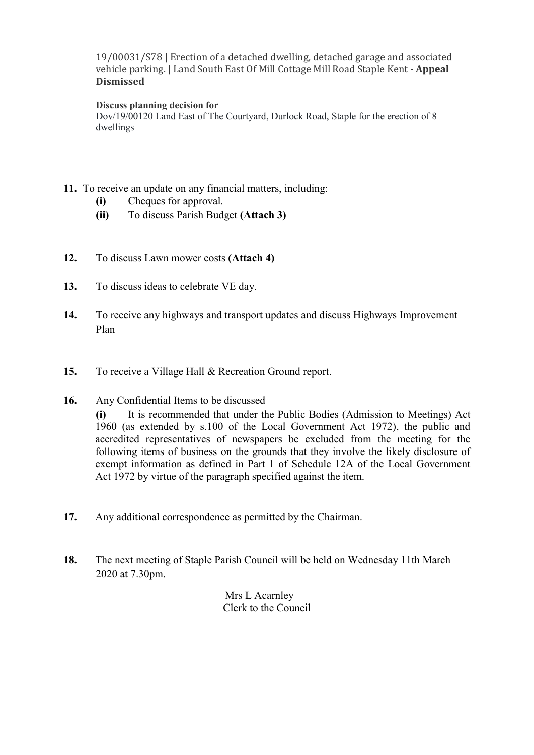19/00031/S78 | Erection of a detached dwelling, detached garage and associated vehicle parking. | Land South East Of Mill Cottage Mill Road Staple Kent - **Appeal Dismissed**

**Discuss planning decision for**
Dov/19/00120 Land East of The Courtyard, Durlock Road, Staple for the erection of 8 dwellings

**11.** To receive an update on any financial matters, including:
   - **(i)** Cheques for approval.
   - **(ii)** To discuss Parish Budget **(Attach 3)**

**12.** To discuss Lawn mower costs **(Attach 4)**

**13.** To discuss ideas to celebrate VE day.

**14.** To receive any highways and transport updates and discuss Highways Improvement Plan

**15.** To receive a Village Hall & Recreation Ground report.

**16.** Any Confidential Items to be discussed

**(i)** It is recommended that under the Public Bodies (Admission to Meetings) Act 1960 (as extended by s.100 of the Local Government Act 1972), the public and accredited representatives of newspapers be excluded from the meeting for the following items of business on the grounds that they involve the likely disclosure of exempt information as defined in Part 1 of Schedule 12A of the Local Government Act 1972 by virtue of the paragraph specified against the item.

**17.** Any additional correspondence as permitted by the Chairman.

**18.** The next meeting of Staple Parish Council will be held on Wednesday 11th March 2020 at 7.30pm.

Mrs L Acarnley
Clerk to the Council